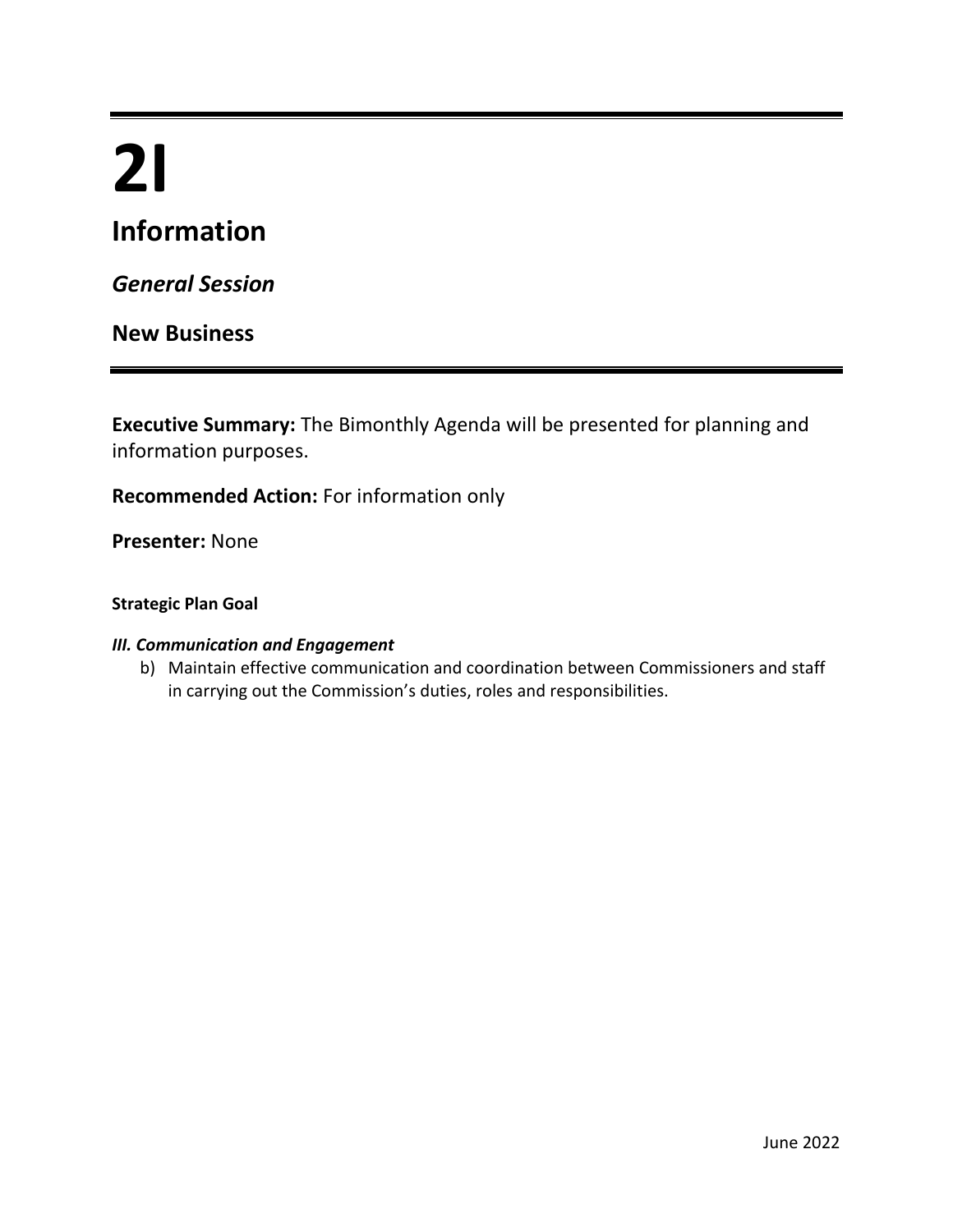# 2I

## Information

### *General Session*

### New Business

**Executive Summary:** The Bimonthly Agenda will be presented for planning and information purposes.

**Recommended Action:** For information only

**Presenter:** None

**Strategic Plan Goal**

***III. Communication and Engagement***

b) Maintain effective communication and coordination between Commissioners and staff in carrying out the Commission's duties, roles and responsibilities.

June 2022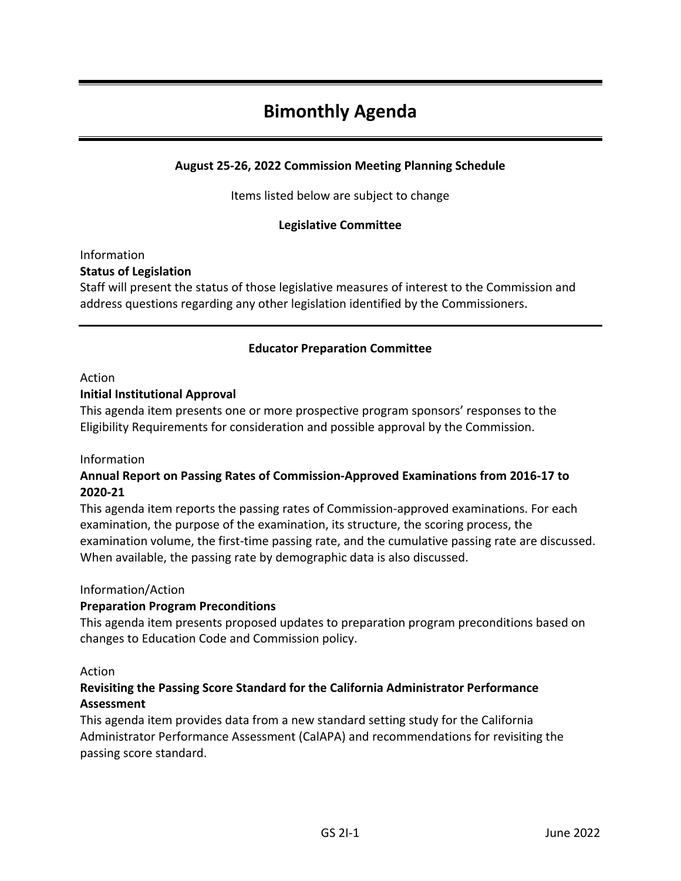# Bimonthly Agenda

**August 25-26, 2022 Commission Meeting Planning Schedule**

Items listed below are subject to change

**Legislative Committee**

Information

**Status of Legislation**

Staff will present the status of those legislative measures of interest to the Commission and address questions regarding any other legislation identified by the Commissioners.

---

**Educator Preparation Committee**

Action

**Initial Institutional Approval**

This agenda item presents one or more prospective program sponsors' responses to the Eligibility Requirements for consideration and possible approval by the Commission.

Information

**Annual Report on Passing Rates of Commission-Approved Examinations from 2016-17 to 2020-21**

This agenda item reports the passing rates of Commission-approved examinations. For each examination, the purpose of the examination, its structure, the scoring process, the examination volume, the first-time passing rate, and the cumulative passing rate are discussed. When available, the passing rate by demographic data is also discussed.

Information/Action

**Preparation Program Preconditions**

This agenda item presents proposed updates to preparation program preconditions based on changes to Education Code and Commission policy.

Action

**Revisiting the Passing Score Standard for the California Administrator Performance Assessment**

This agenda item provides data from a new standard setting study for the California Administrator Performance Assessment (CalAPA) and recommendations for revisiting the passing score standard.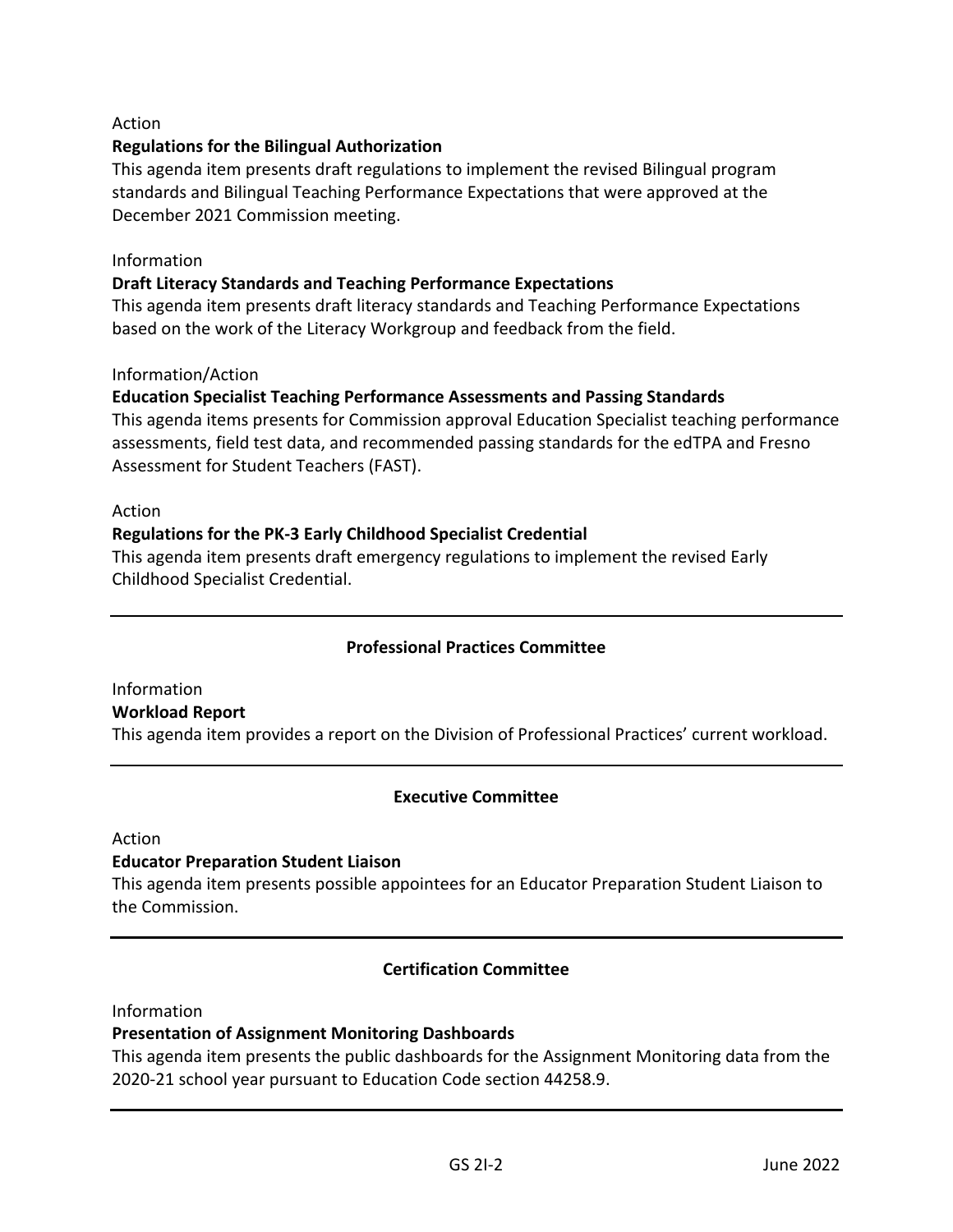Action

**Regulations for the Bilingual Authorization**

This agenda item presents draft regulations to implement the revised Bilingual program standards and Bilingual Teaching Performance Expectations that were approved at the December 2021 Commission meeting.

Information

**Draft Literacy Standards and Teaching Performance Expectations**

This agenda item presents draft literacy standards and Teaching Performance Expectations based on the work of the Literacy Workgroup and feedback from the field.

Information/Action

**Education Specialist Teaching Performance Assessments and Passing Standards**

This agenda items presents for Commission approval Education Specialist teaching performance assessments, field test data, and recommended passing standards for the edTPA and Fresno Assessment for Student Teachers (FAST).

Action

**Regulations for the PK-3 Early Childhood Specialist Credential**

This agenda item presents draft emergency regulations to implement the revised Early Childhood Specialist Credential.

---

## Professional Practices Committee

Information

**Workload Report**

This agenda item provides a report on the Division of Professional Practices' current workload.

---

## Executive Committee

Action

**Educator Preparation Student Liaison**

This agenda item presents possible appointees for an Educator Preparation Student Liaison to the Commission.

---

## Certification Committee

Information

**Presentation of Assignment Monitoring Dashboards**

This agenda item presents the public dashboards for the Assignment Monitoring data from the 2020-21 school year pursuant to Education Code section 44258.9.

---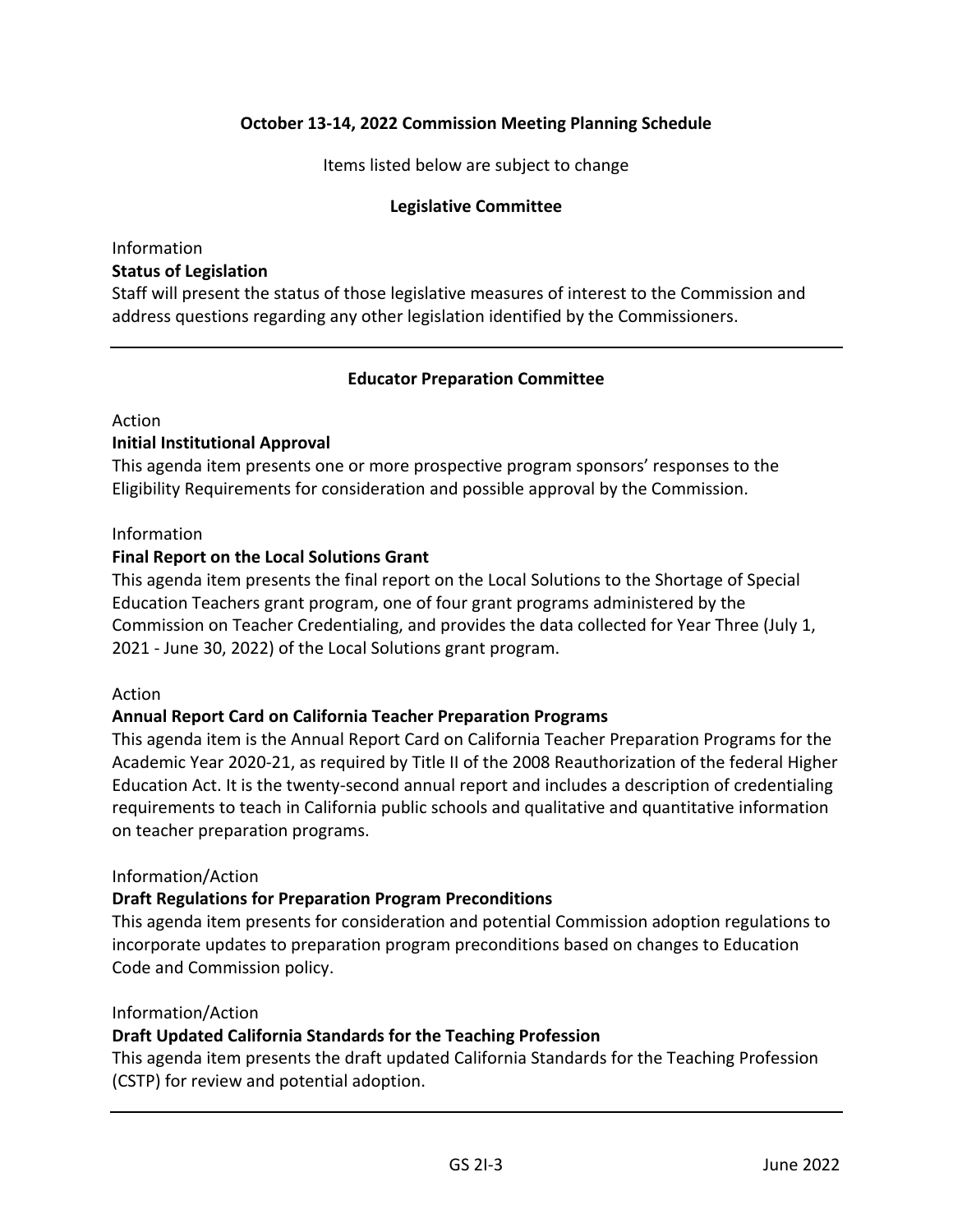**October 13-14, 2022 Commission Meeting Planning Schedule**

Items listed below are subject to change

**Legislative Committee**

Information

**Status of Legislation**

Staff will present the status of those legislative measures of interest to the Commission and address questions regarding any other legislation identified by the Commissioners.

---

**Educator Preparation Committee**

Action

**Initial Institutional Approval**

This agenda item presents one or more prospective program sponsors' responses to the Eligibility Requirements for consideration and possible approval by the Commission.

Information

**Final Report on the Local Solutions Grant**

This agenda item presents the final report on the Local Solutions to the Shortage of Special Education Teachers grant program, one of four grant programs administered by the Commission on Teacher Credentialing, and provides the data collected for Year Three (July 1, 2021 - June 30, 2022) of the Local Solutions grant program.

Action

**Annual Report Card on California Teacher Preparation Programs**

This agenda item is the Annual Report Card on California Teacher Preparation Programs for the Academic Year 2020-21, as required by Title II of the 2008 Reauthorization of the federal Higher Education Act. It is the twenty-second annual report and includes a description of credentialing requirements to teach in California public schools and qualitative and quantitative information on teacher preparation programs.

Information/Action

**Draft Regulations for Preparation Program Preconditions**

This agenda item presents for consideration and potential Commission adoption regulations to incorporate updates to preparation program preconditions based on changes to Education Code and Commission policy.

Information/Action

**Draft Updated California Standards for the Teaching Profession**

This agenda item presents the draft updated California Standards for the Teaching Profession (CSTP) for review and potential adoption.

---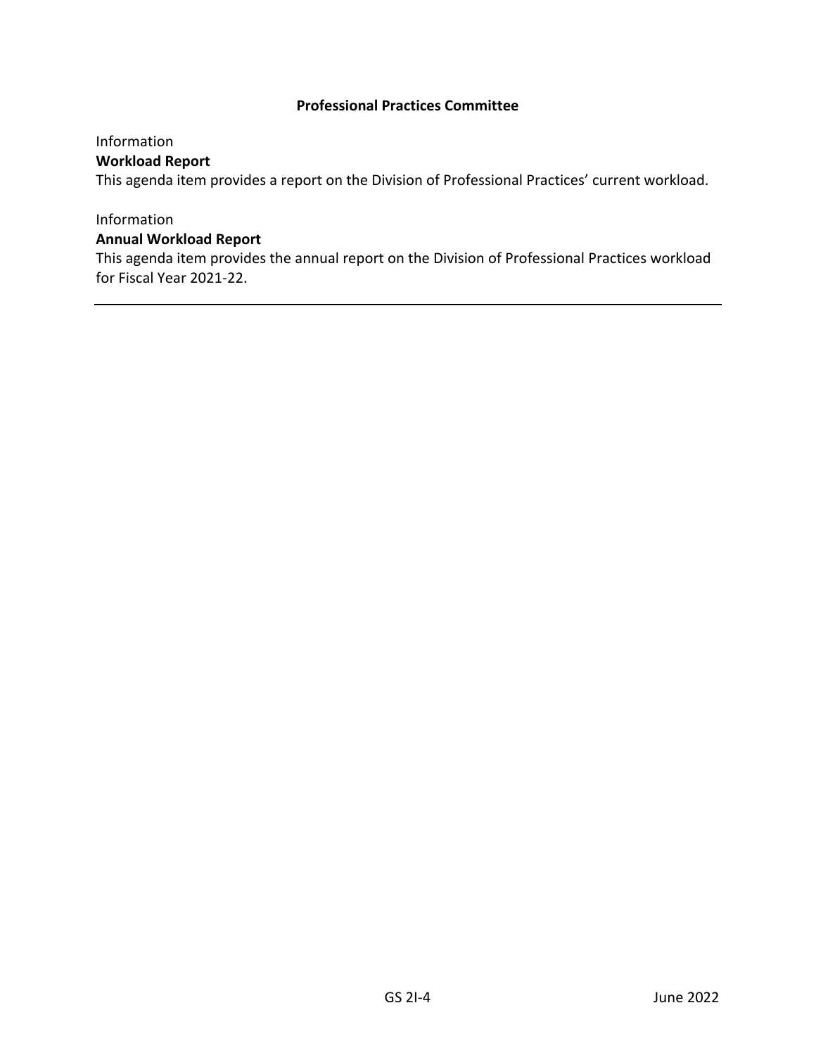**Professional Practices Committee**

Information

**Workload Report**

This agenda item provides a report on the Division of Professional Practices' current workload.

Information

**Annual Workload Report**

This agenda item provides the annual report on the Division of Professional Practices workload for Fiscal Year 2021-22.

---